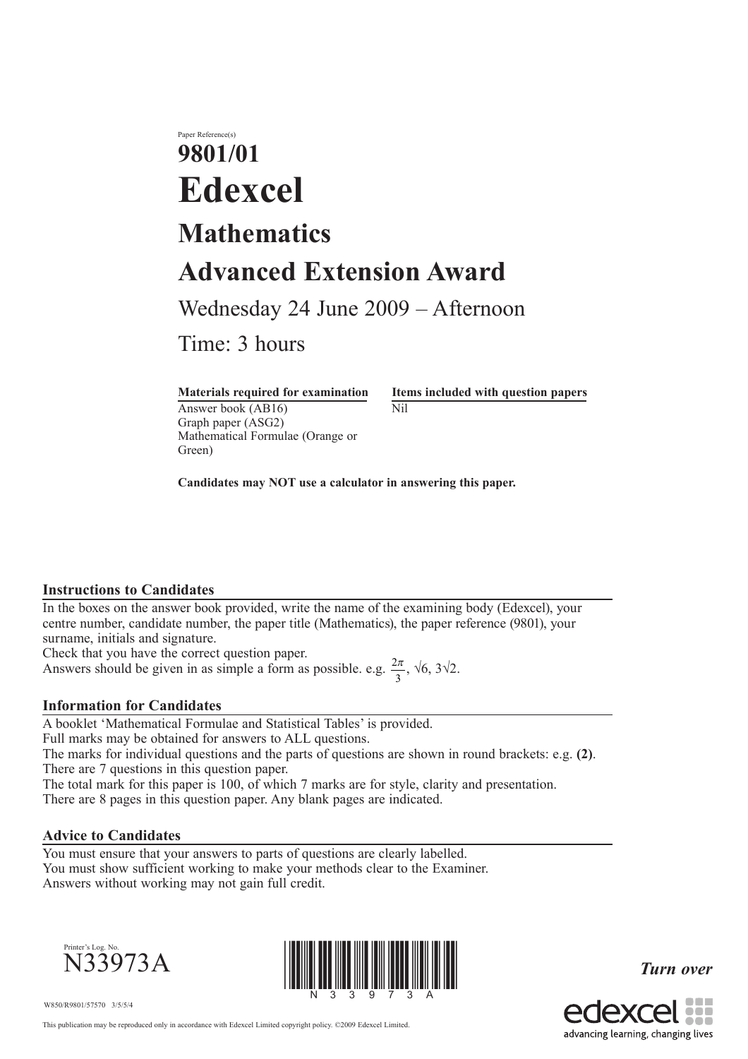Paper Reference(s)

# 9801/01

# Edexcel

## Mathematics

## Advanced Extension Award

Wednesday 24 June 2009 – Afternoon

Time: 3 hours

| Materials required for examination | Items included with question papers |
| --- | --- |
| Answer book (AB16)<br>Graph paper (ASG2)<br>Mathematical Formulae (Orange or Green) | Nil |

**Candidates may NOT use a calculator in answering this paper.**

### Instructions to Candidates

In the boxes on the answer book provided, write the name of the examining body (Edexcel), your centre number, candidate number, the paper title (Mathematics), the paper reference (9801), your surname, initials and signature.
Check that you have the correct question paper.
Answers should be given in as simple a form as possible. e.g. $\frac{2\pi}{3}$, $\sqrt{6}$, $3\sqrt{2}$.

### Information for Candidates

A booklet 'Mathematical Formulae and Statistical Tables' is provided.
Full marks may be obtained for answers to ALL questions.
The marks for individual questions and the parts of questions are shown in round brackets: e.g. **(2)**.
There are 7 questions in this question paper.
The total mark for this paper is 100, of which 7 marks are for style, clarity and presentation.
There are 8 pages in this question paper. Any blank pages are indicated.

### Advice to Candidates

You must ensure that your answers to parts of questions are clearly labelled.
You must show sufficient working to make your methods clear to the Examiner.
Answers without working may not gain full credit.

Printer's Log. No.
N33973A

W850/R9801/57570 3/5/5/4

*Turn over*

This publication may be reproduced only in accordance with Edexcel Limited copyright policy. ©2009 Edexcel Limited.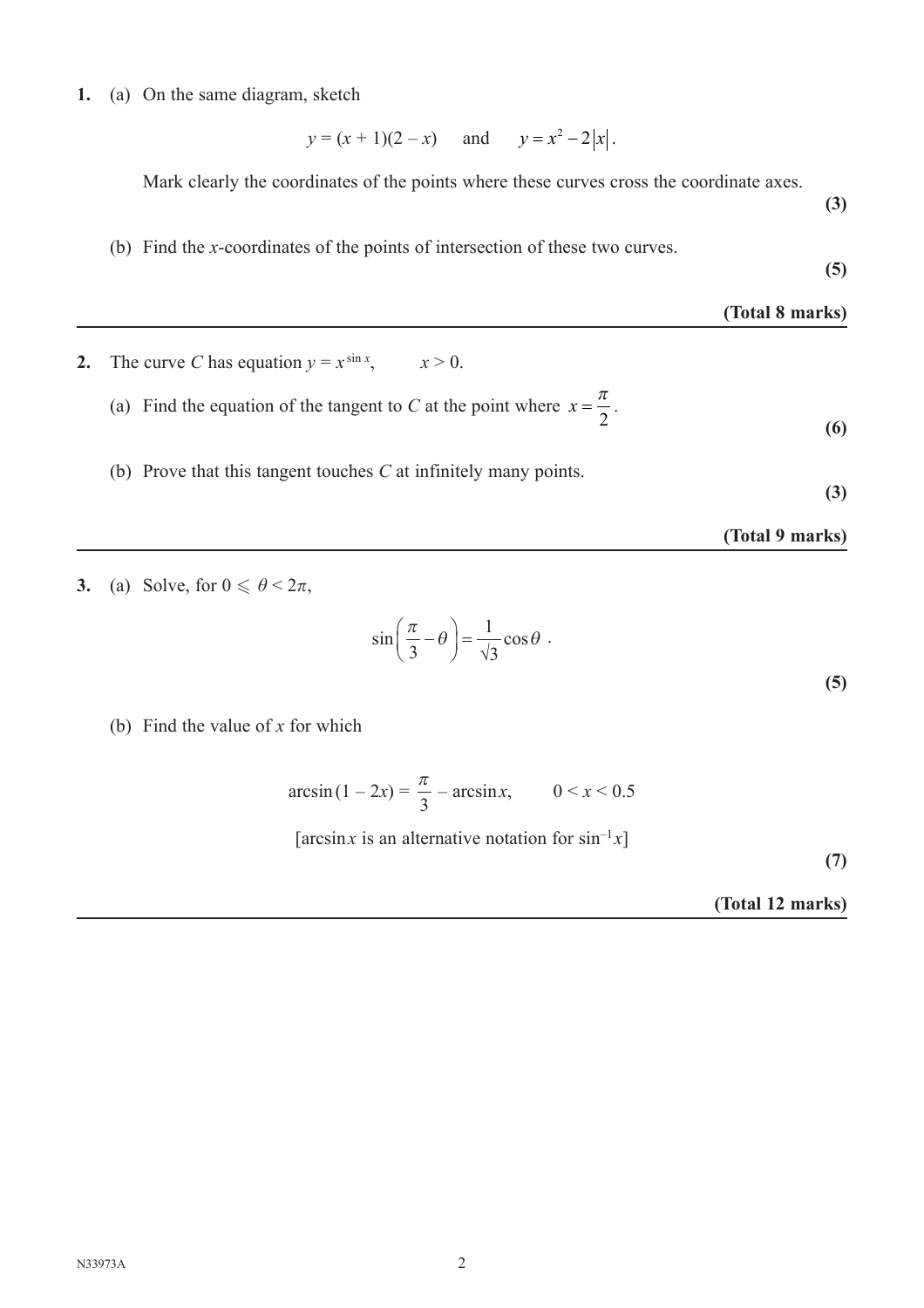**1.** (a) On the same diagram, sketch

$$y = (x + 1)(2 - x) \quad \text{and} \quad y = x^2 - 2|x|.$$

Mark clearly the coordinates of the points where these curves cross the coordinate axes.

**(3)**

(b) Find the $x$-coordinates of the points of intersection of these two curves.

**(5)**

**(Total 8 marks)**

---

**2.** The curve $C$ has equation $y = x^{\sin x}$, $\quad x > 0$.

(a) Find the equation of the tangent to $C$ at the point where $x = \dfrac{\pi}{2}$.

**(6)**

(b) Prove that this tangent touches $C$ at infinitely many points.

**(3)**

**(Total 9 marks)**

---

**3.** (a) Solve, for $0 \leqslant \theta < 2\pi$,

$$\sin\left(\frac{\pi}{3} - \theta\right) = \frac{1}{\sqrt{3}}\cos\theta.$$

**(5)**

(b) Find the value of $x$ for which

$$\arcsin(1 - 2x) = \frac{\pi}{3} - \arcsin x, \qquad 0 < x < 0.5$$

[$\arcsin x$ is an alternative notation for $\sin^{-1} x$]

**(7)**

**(Total 12 marks)**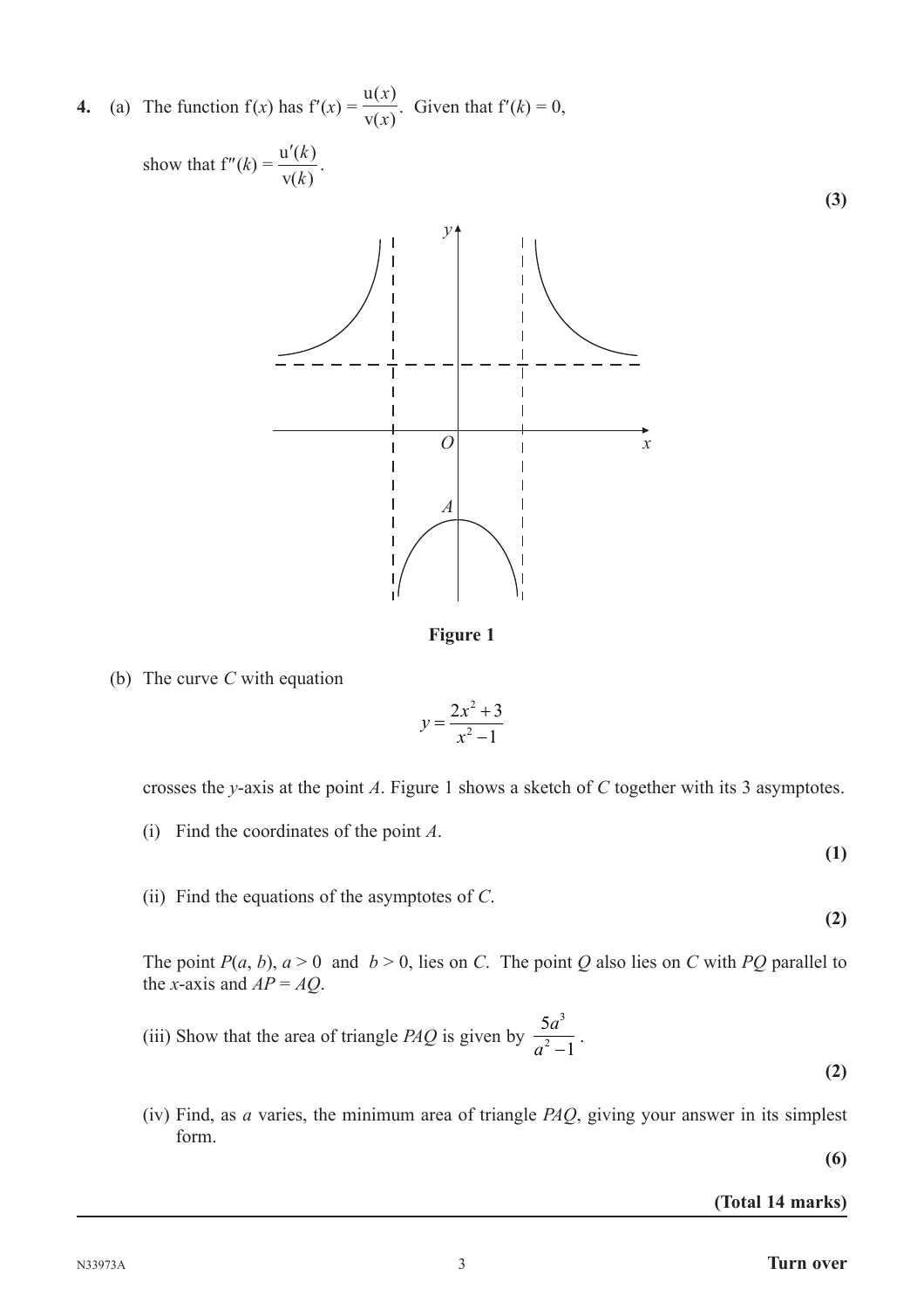**4.** (a) The function $f(x)$ has $f'(x) = \dfrac{u(x)}{v(x)}$. Given that $f'(k) = 0$,

show that $f''(k) = \dfrac{u'(k)}{v(k)}$.

**(3)**

**Figure 1**

(b) The curve $C$ with equation

$$y = \frac{2x^2 + 3}{x^2 - 1}$$

crosses the $y$-axis at the point $A$. Figure 1 shows a sketch of $C$ together with its 3 asymptotes.

(i) Find the coordinates of the point $A$.

**(1)**

(ii) Find the equations of the asymptotes of $C$.

**(2)**

The point $P(a, b)$, $a > 0$ and $b > 0$, lies on $C$. The point $Q$ also lies on $C$ with $PQ$ parallel to the $x$-axis and $AP = AQ$.

(iii) Show that the area of triangle $PAQ$ is given by $\dfrac{5a^3}{a^2 - 1}$.

**(2)**

(iv) Find, as $a$ varies, the minimum area of triangle $PAQ$, giving your answer in its simplest form.

**(6)**

**(Total 14 marks)**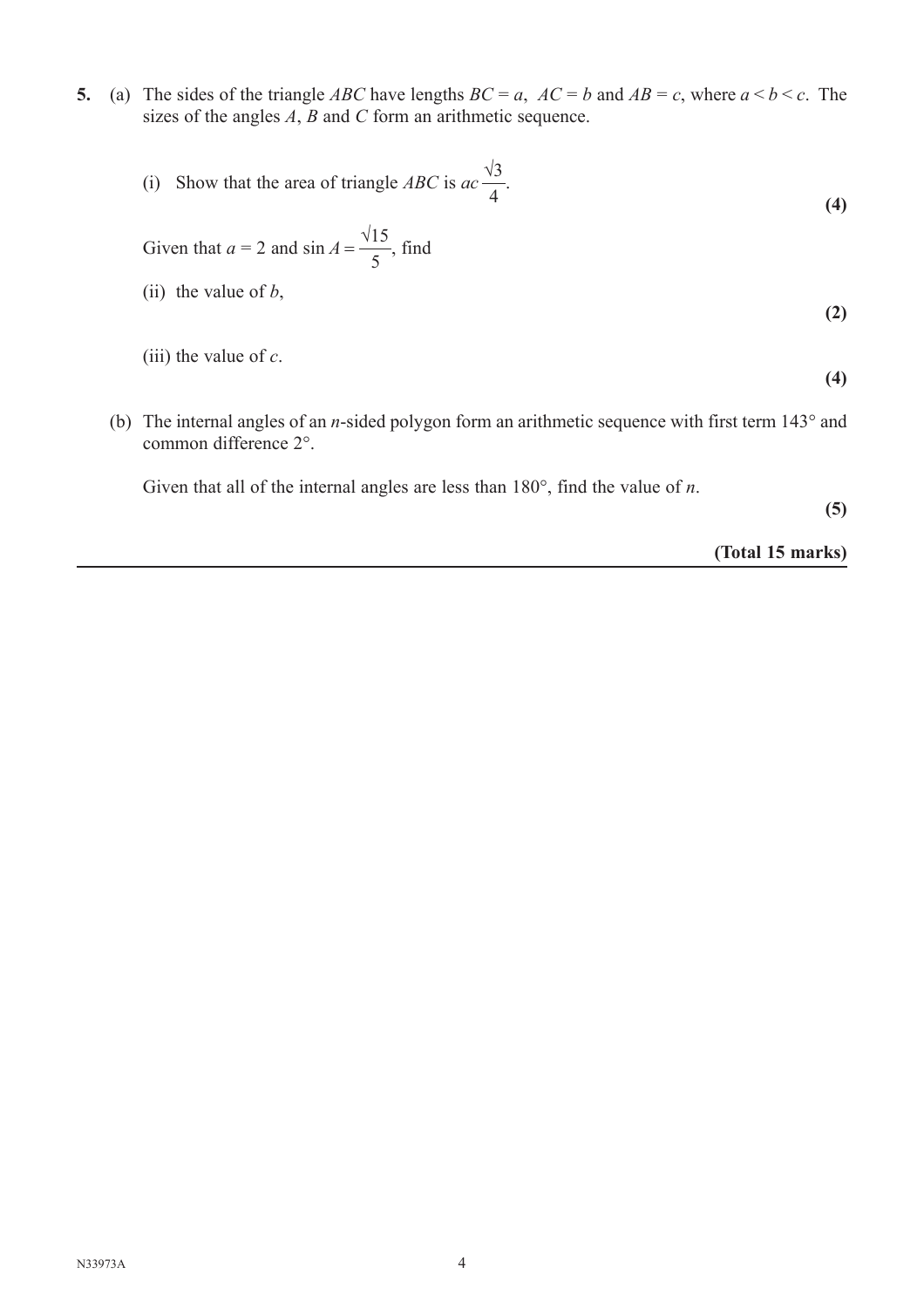**5.** (a) The sides of the triangle $ABC$ have lengths $BC = a$, $AC = b$ and $AB = c$, where $a < b < c$. The sizes of the angles $A$, $B$ and $C$ form an arithmetic sequence.

(i) Show that the area of triangle $ABC$ is $ac\frac{\sqrt{3}}{4}$.

**(4)**

Given that $a = 2$ and $\sin A = \frac{\sqrt{15}}{5}$, find

(ii) the value of $b$,

**(2)**

(iii) the value of $c$.

**(4)**

(b) The internal angles of an $n$-sided polygon form an arithmetic sequence with first term 143° and common difference 2°.

Given that all of the internal angles are less than 180°, find the value of $n$.

**(5)**

**(Total 15 marks)**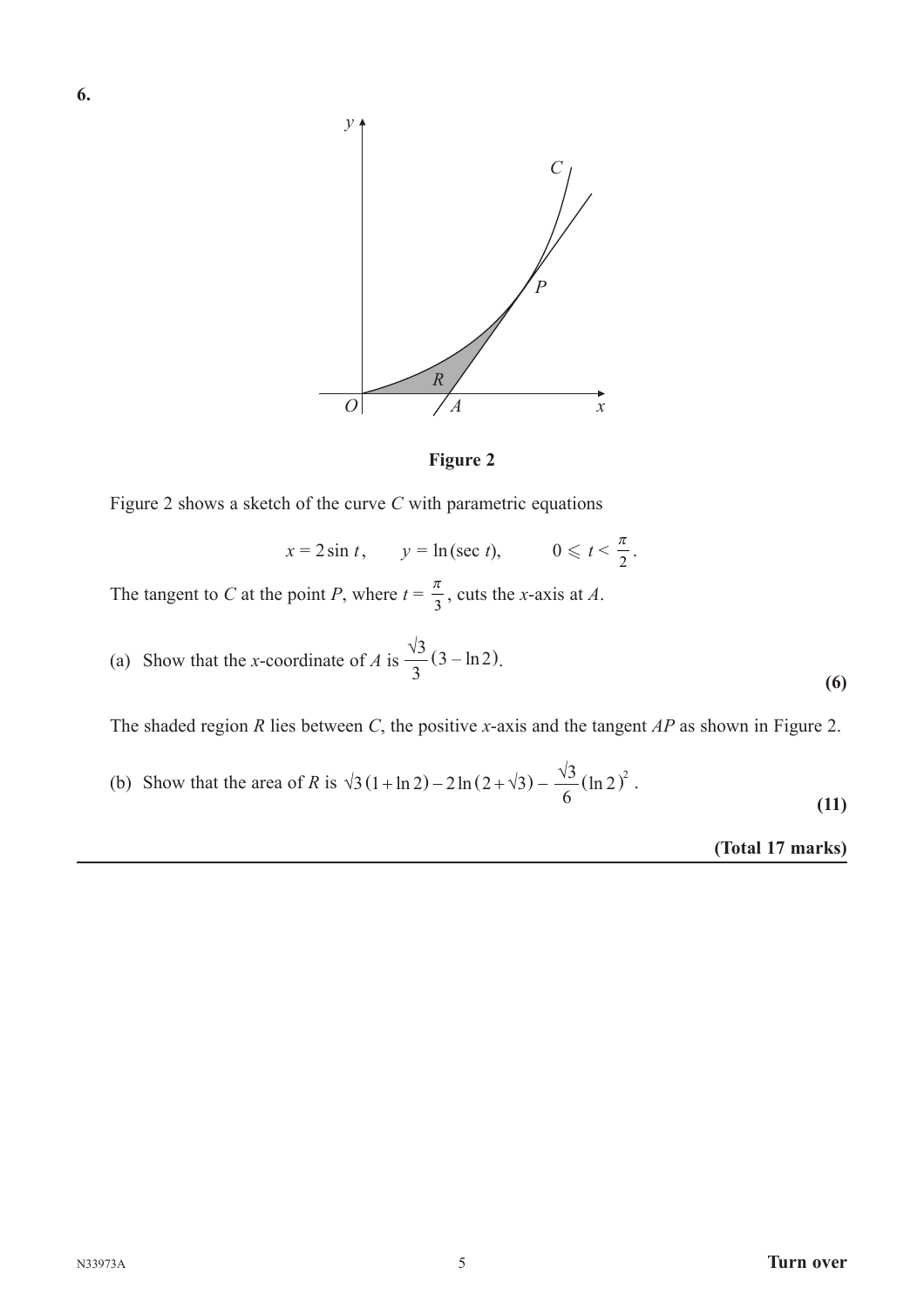**6.**

**Figure 2**

Figure 2 shows a sketch of the curve $C$ with parametric equations

$$x = 2\sin t, \qquad y = \ln(\sec t), \qquad 0 \leqslant t < \frac{\pi}{2}.$$

The tangent to $C$ at the point $P$, where $t = \frac{\pi}{3}$, cuts the $x$-axis at $A$.

(a) Show that the $x$-coordinate of $A$ is $\frac{\sqrt{3}}{3}(3 - \ln 2)$.

**(6)**

The shaded region $R$ lies between $C$, the positive $x$-axis and the tangent $AP$ as shown in Figure 2.

(b) Show that the area of $R$ is $\sqrt{3}(1 + \ln 2) - 2\ln(2 + \sqrt{3}) - \frac{\sqrt{3}}{6}(\ln 2)^2$.

**(11)**

**(Total 17 marks)**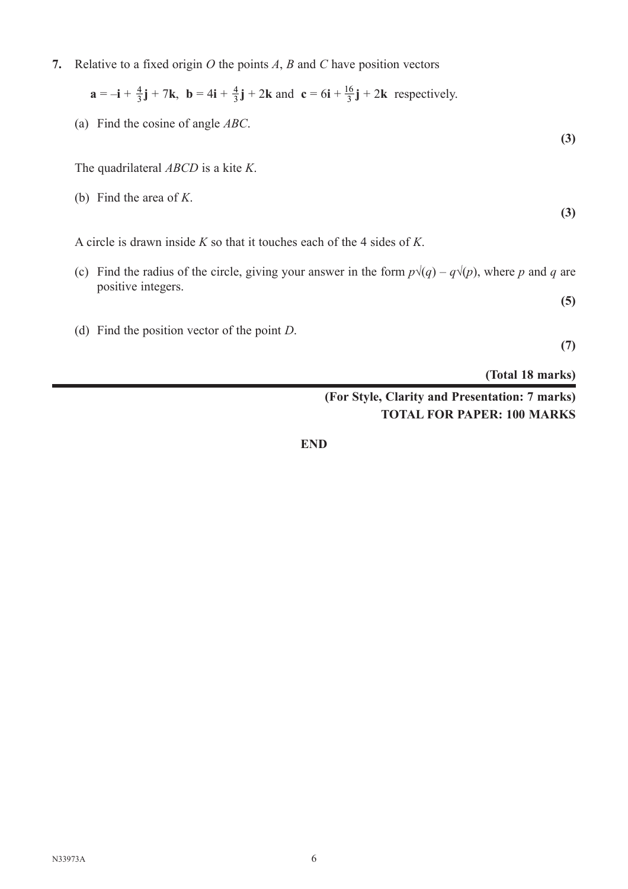**7.** Relative to a fixed origin $O$ the points $A$, $B$ and $C$ have position vectors

$\mathbf{a} = -\mathbf{i} + \frac{4}{3}\mathbf{j} + 7\mathbf{k}$, $\mathbf{b} = 4\mathbf{i} + \frac{4}{3}\mathbf{j} + 2\mathbf{k}$ and $\mathbf{c} = 6\mathbf{i} + \frac{16}{3}\mathbf{j} + 2\mathbf{k}$ respectively.

(a) Find the cosine of angle $ABC$.

**(3)**

The quadrilateral $ABCD$ is a kite $K$.

(b) Find the area of $K$.

**(3)**

A circle is drawn inside $K$ so that it touches each of the 4 sides of $K$.

(c) Find the radius of the circle, giving your answer in the form $p\sqrt{(q)} - q\sqrt{(p)}$, where $p$ and $q$ are positive integers.

**(5)**

(d) Find the position vector of the point $D$.

**(7)**

**(Total 18 marks)**

**(For Style, Clarity and Presentation: 7 marks)**

**TOTAL FOR PAPER: 100 MARKS**

**END**